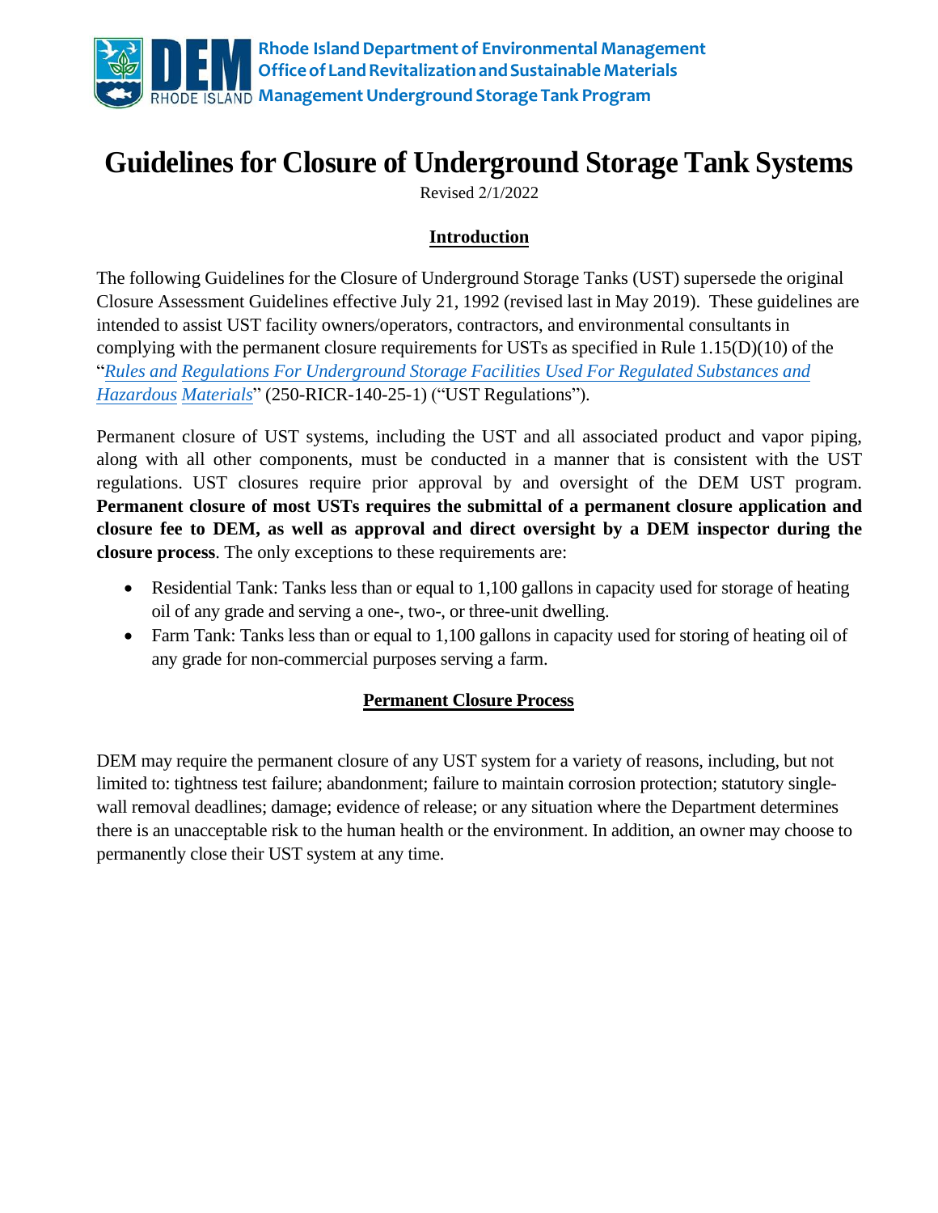Rhode Island Department of Environmental Management
Office of Land Revitalization and Sustainable Materials
Management Underground Storage Tank Program

# Guidelines for Closure of Underground Storage Tank Systems

Revised 2/1/2022

## Introduction

The following Guidelines for the Closure of Underground Storage Tanks (UST) supersede the original Closure Assessment Guidelines effective July 21, 1992 (revised last in May 2019). These guidelines are intended to assist UST facility owners/operators, contractors, and environmental consultants in complying with the permanent closure requirements for USTs as specified in Rule 1.15(D)(10) of the "*Rules and Regulations For Underground Storage Facilities Used For Regulated Substances and Hazardous Materials*" (250-RICR-140-25-1) ("UST Regulations").

Permanent closure of UST systems, including the UST and all associated product and vapor piping, along with all other components, must be conducted in a manner that is consistent with the UST regulations. UST closures require prior approval by and oversight of the DEM UST program. **Permanent closure of most USTs requires the submittal of a permanent closure application and closure fee to DEM, as well as approval and direct oversight by a DEM inspector during the closure process**. The only exceptions to these requirements are:

- Residential Tank: Tanks less than or equal to 1,100 gallons in capacity used for storage of heating oil of any grade and serving a one-, two-, or three-unit dwelling.
- Farm Tank: Tanks less than or equal to 1,100 gallons in capacity used for storing of heating oil of any grade for non-commercial purposes serving a farm.

## Permanent Closure Process

DEM may require the permanent closure of any UST system for a variety of reasons, including, but not limited to: tightness test failure; abandonment; failure to maintain corrosion protection; statutory single-wall removal deadlines; damage; evidence of release; or any situation where the Department determines there is an unacceptable risk to the human health or the environment. In addition, an owner may choose to permanently close their UST system at any time.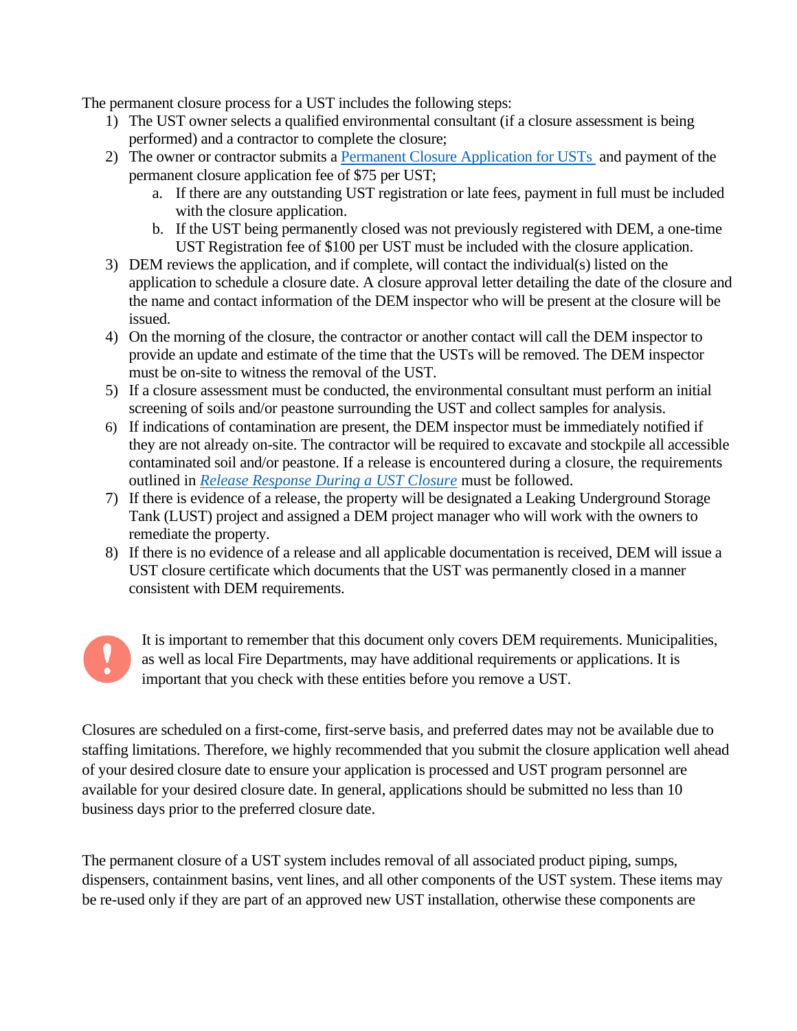The permanent closure process for a UST includes the following steps:

1) The UST owner selects a qualified environmental consultant (if a closure assessment is being performed) and a contractor to complete the closure;
2) The owner or contractor submits a [Permanent Closure Application for USTs](#) and payment of the permanent closure application fee of $75 per UST;
   a. If there are any outstanding UST registration or late fees, payment in full must be included with the closure application.
   b. If the UST being permanently closed was not previously registered with DEM, a one-time UST Registration fee of $100 per UST must be included with the closure application.
3) DEM reviews the application, and if complete, will contact the individual(s) listed on the application to schedule a closure date. A closure approval letter detailing the date of the closure and the name and contact information of the DEM inspector who will be present at the closure will be issued.
4) On the morning of the closure, the contractor or another contact will call the DEM inspector to provide an update and estimate of the time that the USTs will be removed. The DEM inspector must be on-site to witness the removal of the UST.
5) If a closure assessment must be conducted, the environmental consultant must perform an initial screening of soils and/or peastone surrounding the UST and collect samples for analysis.
6) If indications of contamination are present, the DEM inspector must be immediately notified if they are not already on-site. The contractor will be required to excavate and stockpile all accessible contaminated soil and/or peastone. If a release is encountered during a closure, the requirements outlined in *[Release Response During a UST Closure](#)* must be followed.
7) If there is evidence of a release, the property will be designated a Leaking Underground Storage Tank (LUST) project and assigned a DEM project manager who will work with the owners to remediate the property.
8) If there is no evidence of a release and all applicable documentation is received, DEM will issue a UST closure certificate which documents that the UST was permanently closed in a manner consistent with DEM requirements.

It is important to remember that this document only covers DEM requirements. Municipalities, as well as local Fire Departments, may have additional requirements or applications. It is important that you check with these entities before you remove a UST.

Closures are scheduled on a first-come, first-serve basis, and preferred dates may not be available due to staffing limitations. Therefore, we highly recommended that you submit the closure application well ahead of your desired closure date to ensure your application is processed and UST program personnel are available for your desired closure date. In general, applications should be submitted no less than 10 business days prior to the preferred closure date.

The permanent closure of a UST system includes removal of all associated product piping, sumps, dispensers, containment basins, vent lines, and all other components of the UST system. These items may be re-used only if they are part of an approved new UST installation, otherwise these components are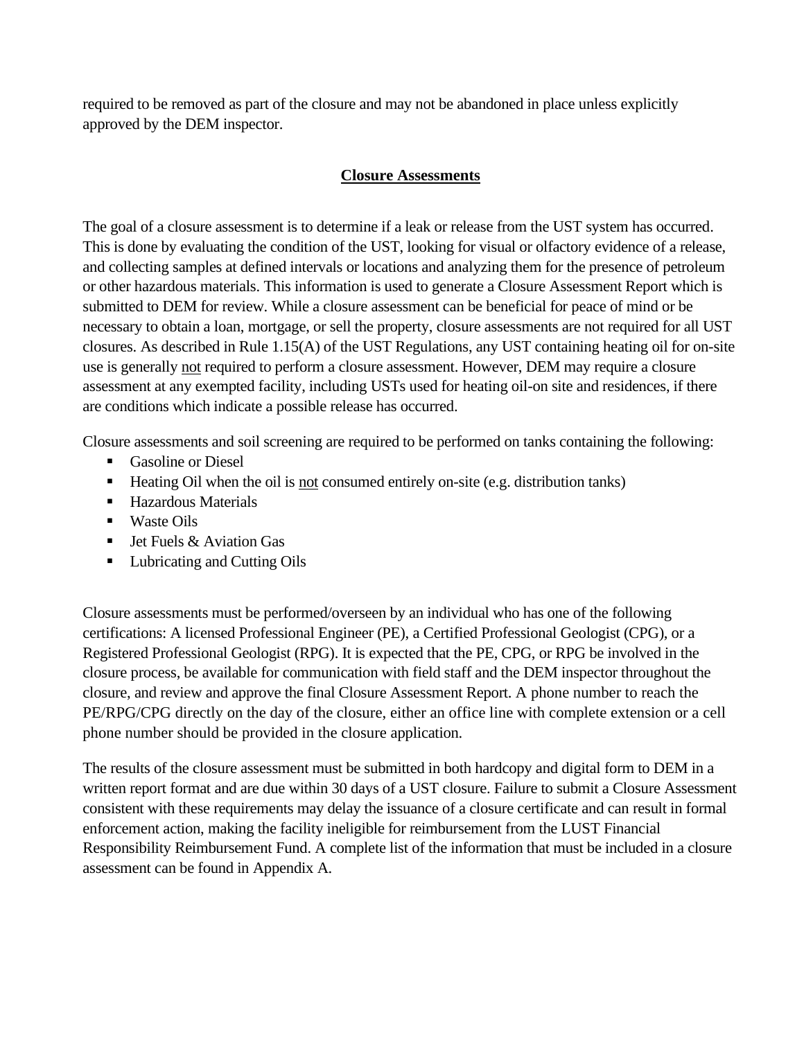required to be removed as part of the closure and may not be abandoned in place unless explicitly approved by the DEM inspector.

## Closure Assessments

The goal of a closure assessment is to determine if a leak or release from the UST system has occurred. This is done by evaluating the condition of the UST, looking for visual or olfactory evidence of a release, and collecting samples at defined intervals or locations and analyzing them for the presence of petroleum or other hazardous materials. This information is used to generate a Closure Assessment Report which is submitted to DEM for review. While a closure assessment can be beneficial for peace of mind or be necessary to obtain a loan, mortgage, or sell the property, closure assessments are not required for all UST closures. As described in Rule 1.15(A) of the UST Regulations, any UST containing heating oil for on-site use is generally <u>not</u> required to perform a closure assessment. However, DEM may require a closure assessment at any exempted facility, including USTs used for heating oil-on site and residences, if there are conditions which indicate a possible release has occurred.

Closure assessments and soil screening are required to be performed on tanks containing the following:

- Gasoline or Diesel
- Heating Oil when the oil is <u>not</u> consumed entirely on-site (e.g. distribution tanks)
- Hazardous Materials
- Waste Oils
- Jet Fuels & Aviation Gas
- Lubricating and Cutting Oils

Closure assessments must be performed/overseen by an individual who has one of the following certifications: A licensed Professional Engineer (PE), a Certified Professional Geologist (CPG), or a Registered Professional Geologist (RPG). It is expected that the PE, CPG, or RPG be involved in the closure process, be available for communication with field staff and the DEM inspector throughout the closure, and review and approve the final Closure Assessment Report. A phone number to reach the PE/RPG/CPG directly on the day of the closure, either an office line with complete extension or a cell phone number should be provided in the closure application.

The results of the closure assessment must be submitted in both hardcopy and digital form to DEM in a written report format and are due within 30 days of a UST closure. Failure to submit a Closure Assessment consistent with these requirements may delay the issuance of a closure certificate and can result in formal enforcement action, making the facility ineligible for reimbursement from the LUST Financial Responsibility Reimbursement Fund. A complete list of the information that must be included in a closure assessment can be found in Appendix A.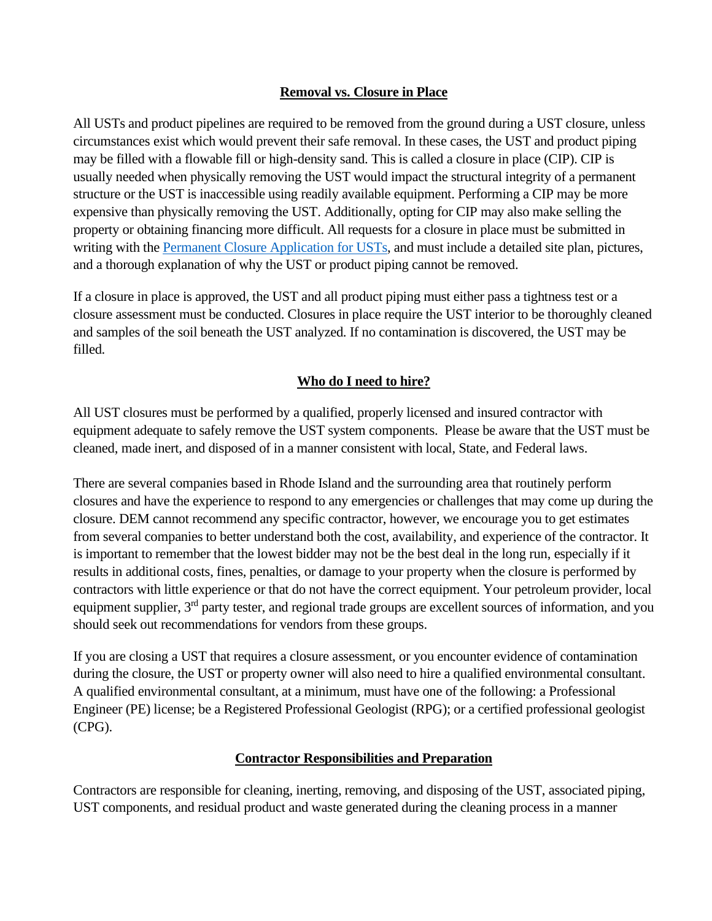## Removal vs. Closure in Place

All USTs and product pipelines are required to be removed from the ground during a UST closure, unless circumstances exist which would prevent their safe removal. In these cases, the UST and product piping may be filled with a flowable fill or high-density sand. This is called a closure in place (CIP). CIP is usually needed when physically removing the UST would impact the structural integrity of a permanent structure or the UST is inaccessible using readily available equipment. Performing a CIP may be more expensive than physically removing the UST. Additionally, opting for CIP may also make selling the property or obtaining financing more difficult. All requests for a closure in place must be submitted in writing with the Permanent Closure Application for USTs, and must include a detailed site plan, pictures, and a thorough explanation of why the UST or product piping cannot be removed.

If a closure in place is approved, the UST and all product piping must either pass a tightness test or a closure assessment must be conducted. Closures in place require the UST interior to be thoroughly cleaned and samples of the soil beneath the UST analyzed. If no contamination is discovered, the UST may be filled.

## Who do I need to hire?

All UST closures must be performed by a qualified, properly licensed and insured contractor with equipment adequate to safely remove the UST system components. Please be aware that the UST must be cleaned, made inert, and disposed of in a manner consistent with local, State, and Federal laws.

There are several companies based in Rhode Island and the surrounding area that routinely perform closures and have the experience to respond to any emergencies or challenges that may come up during the closure. DEM cannot recommend any specific contractor, however, we encourage you to get estimates from several companies to better understand both the cost, availability, and experience of the contractor. It is important to remember that the lowest bidder may not be the best deal in the long run, especially if it results in additional costs, fines, penalties, or damage to your property when the closure is performed by contractors with little experience or that do not have the correct equipment. Your petroleum provider, local equipment supplier, 3rd party tester, and regional trade groups are excellent sources of information, and you should seek out recommendations for vendors from these groups.

If you are closing a UST that requires a closure assessment, or you encounter evidence of contamination during the closure, the UST or property owner will also need to hire a qualified environmental consultant. A qualified environmental consultant, at a minimum, must have one of the following: a Professional Engineer (PE) license; be a Registered Professional Geologist (RPG); or a certified professional geologist (CPG).

## Contractor Responsibilities and Preparation

Contractors are responsible for cleaning, inerting, removing, and disposing of the UST, associated piping, UST components, and residual product and waste generated during the cleaning process in a manner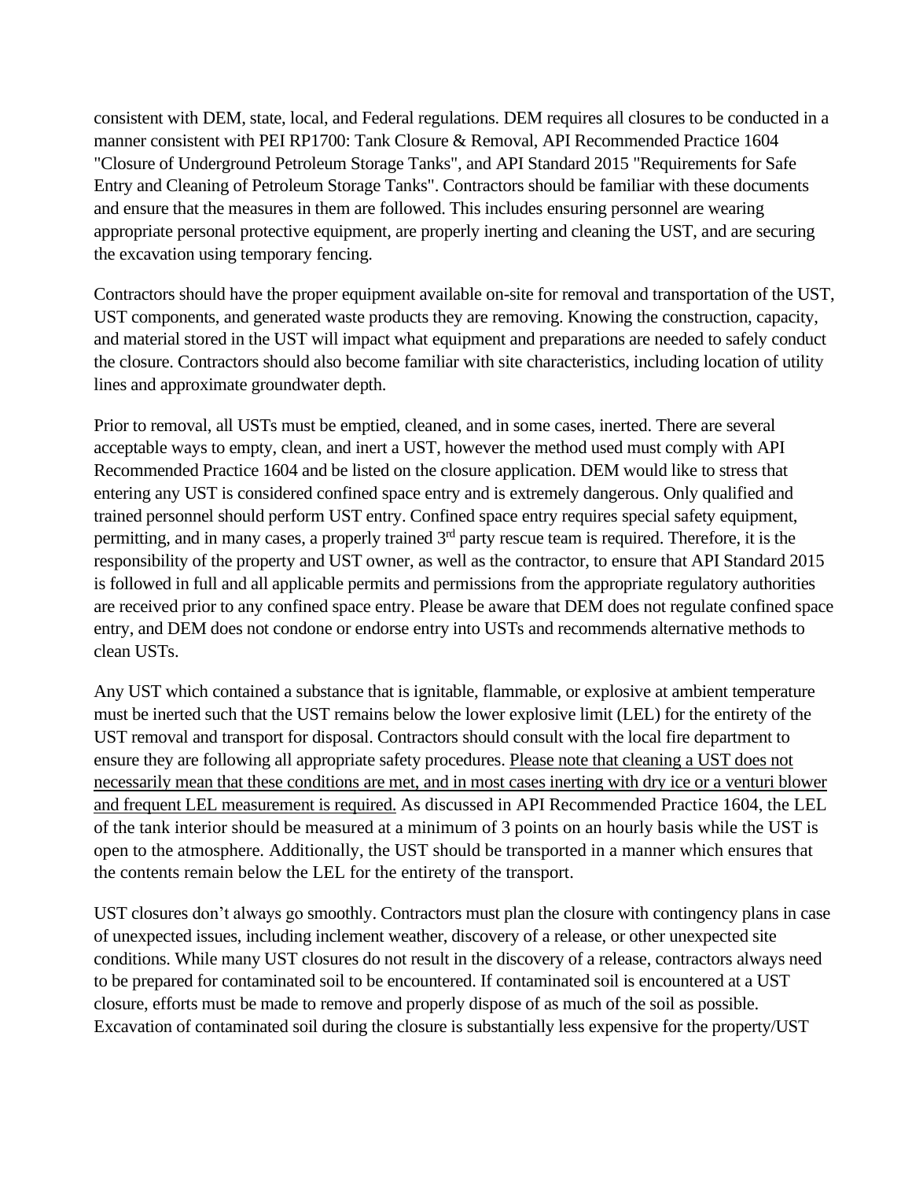consistent with DEM, state, local, and Federal regulations. DEM requires all closures to be conducted in a manner consistent with PEI RP1700: Tank Closure & Removal, API Recommended Practice 1604 "Closure of Underground Petroleum Storage Tanks", and API Standard 2015 "Requirements for Safe Entry and Cleaning of Petroleum Storage Tanks". Contractors should be familiar with these documents and ensure that the measures in them are followed. This includes ensuring personnel are wearing appropriate personal protective equipment, are properly inerting and cleaning the UST, and are securing the excavation using temporary fencing.

Contractors should have the proper equipment available on-site for removal and transportation of the UST, UST components, and generated waste products they are removing. Knowing the construction, capacity, and material stored in the UST will impact what equipment and preparations are needed to safely conduct the closure. Contractors should also become familiar with site characteristics, including location of utility lines and approximate groundwater depth.

Prior to removal, all USTs must be emptied, cleaned, and in some cases, inerted. There are several acceptable ways to empty, clean, and inert a UST, however the method used must comply with API Recommended Practice 1604 and be listed on the closure application. DEM would like to stress that entering any UST is considered confined space entry and is extremely dangerous. Only qualified and trained personnel should perform UST entry. Confined space entry requires special safety equipment, permitting, and in many cases, a properly trained 3rd party rescue team is required. Therefore, it is the responsibility of the property and UST owner, as well as the contractor, to ensure that API Standard 2015 is followed in full and all applicable permits and permissions from the appropriate regulatory authorities are received prior to any confined space entry. Please be aware that DEM does not regulate confined space entry, and DEM does not condone or endorse entry into USTs and recommends alternative methods to clean USTs.

Any UST which contained a substance that is ignitable, flammable, or explosive at ambient temperature must be inerted such that the UST remains below the lower explosive limit (LEL) for the entirety of the UST removal and transport for disposal. Contractors should consult with the local fire department to ensure they are following all appropriate safety procedures. <u>Please note that cleaning a UST does not necessarily mean that these conditions are met, and in most cases inerting with dry ice or a venturi blower and frequent LEL measurement is required.</u> As discussed in API Recommended Practice 1604, the LEL of the tank interior should be measured at a minimum of 3 points on an hourly basis while the UST is open to the atmosphere. Additionally, the UST should be transported in a manner which ensures that the contents remain below the LEL for the entirety of the transport.

UST closures don't always go smoothly. Contractors must plan the closure with contingency plans in case of unexpected issues, including inclement weather, discovery of a release, or other unexpected site conditions. While many UST closures do not result in the discovery of a release, contractors always need to be prepared for contaminated soil to be encountered. If contaminated soil is encountered at a UST closure, efforts must be made to remove and properly dispose of as much of the soil as possible. Excavation of contaminated soil during the closure is substantially less expensive for the property/UST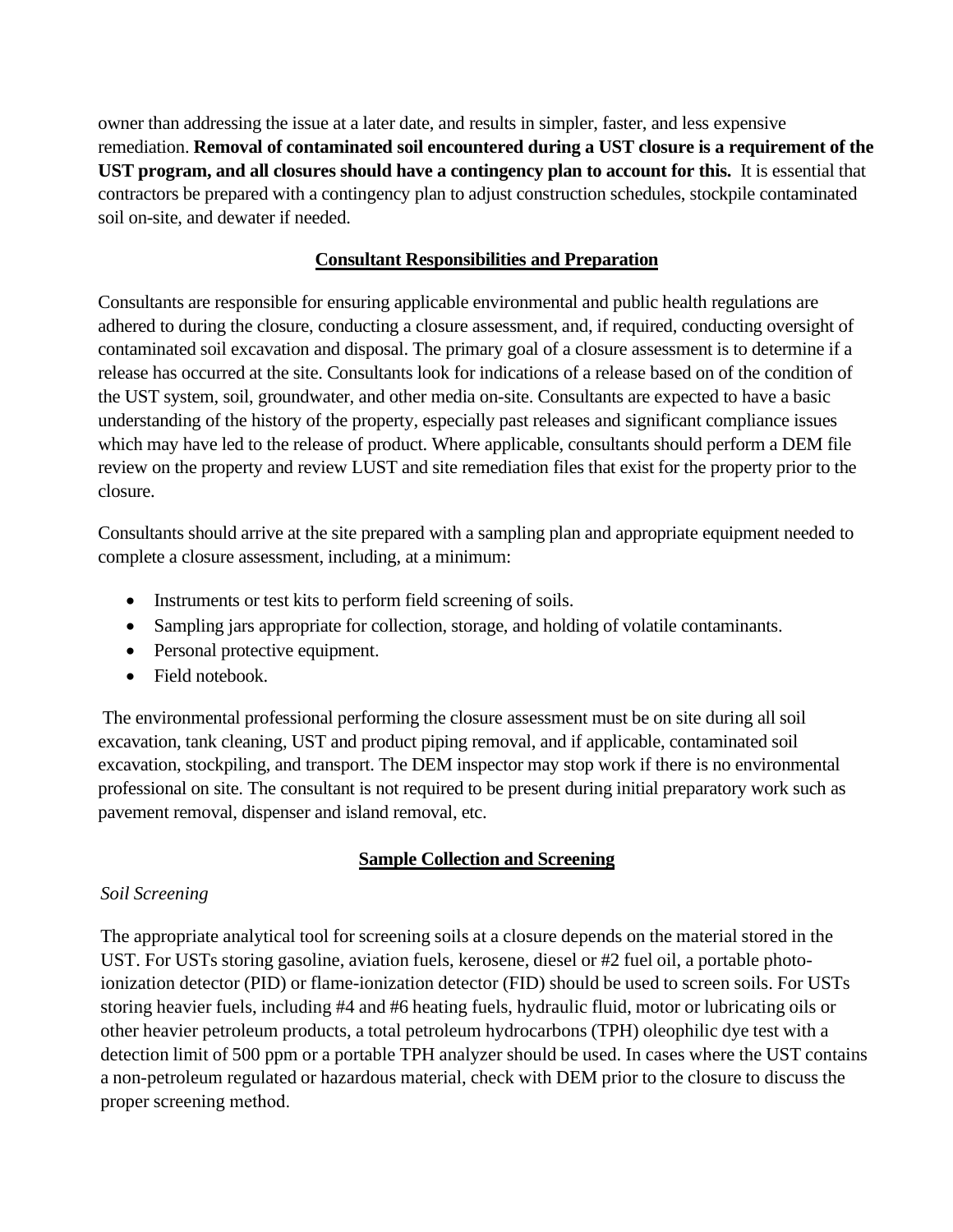owner than addressing the issue at a later date, and results in simpler, faster, and less expensive remediation. **Removal of contaminated soil encountered during a UST closure is a requirement of the UST program, and all closures should have a contingency plan to account for this.** It is essential that contractors be prepared with a contingency plan to adjust construction schedules, stockpile contaminated soil on-site, and dewater if needed.

## Consultant Responsibilities and Preparation

Consultants are responsible for ensuring applicable environmental and public health regulations are adhered to during the closure, conducting a closure assessment, and, if required, conducting oversight of contaminated soil excavation and disposal. The primary goal of a closure assessment is to determine if a release has occurred at the site. Consultants look for indications of a release based on of the condition of the UST system, soil, groundwater, and other media on-site. Consultants are expected to have a basic understanding of the history of the property, especially past releases and significant compliance issues which may have led to the release of product. Where applicable, consultants should perform a DEM file review on the property and review LUST and site remediation files that exist for the property prior to the closure.

Consultants should arrive at the site prepared with a sampling plan and appropriate equipment needed to complete a closure assessment, including, at a minimum:

- Instruments or test kits to perform field screening of soils.
- Sampling jars appropriate for collection, storage, and holding of volatile contaminants.
- Personal protective equipment.
- Field notebook.

The environmental professional performing the closure assessment must be on site during all soil excavation, tank cleaning, UST and product piping removal, and if applicable, contaminated soil excavation, stockpiling, and transport. The DEM inspector may stop work if there is no environmental professional on site. The consultant is not required to be present during initial preparatory work such as pavement removal, dispenser and island removal, etc.

## Sample Collection and Screening

*Soil Screening*

The appropriate analytical tool for screening soils at a closure depends on the material stored in the UST. For USTs storing gasoline, aviation fuels, kerosene, diesel or #2 fuel oil, a portable photo-ionization detector (PID) or flame-ionization detector (FID) should be used to screen soils. For USTs storing heavier fuels, including #4 and #6 heating fuels, hydraulic fluid, motor or lubricating oils or other heavier petroleum products, a total petroleum hydrocarbons (TPH) oleophilic dye test with a detection limit of 500 ppm or a portable TPH analyzer should be used. In cases where the UST contains a non-petroleum regulated or hazardous material, check with DEM prior to the closure to discuss the proper screening method.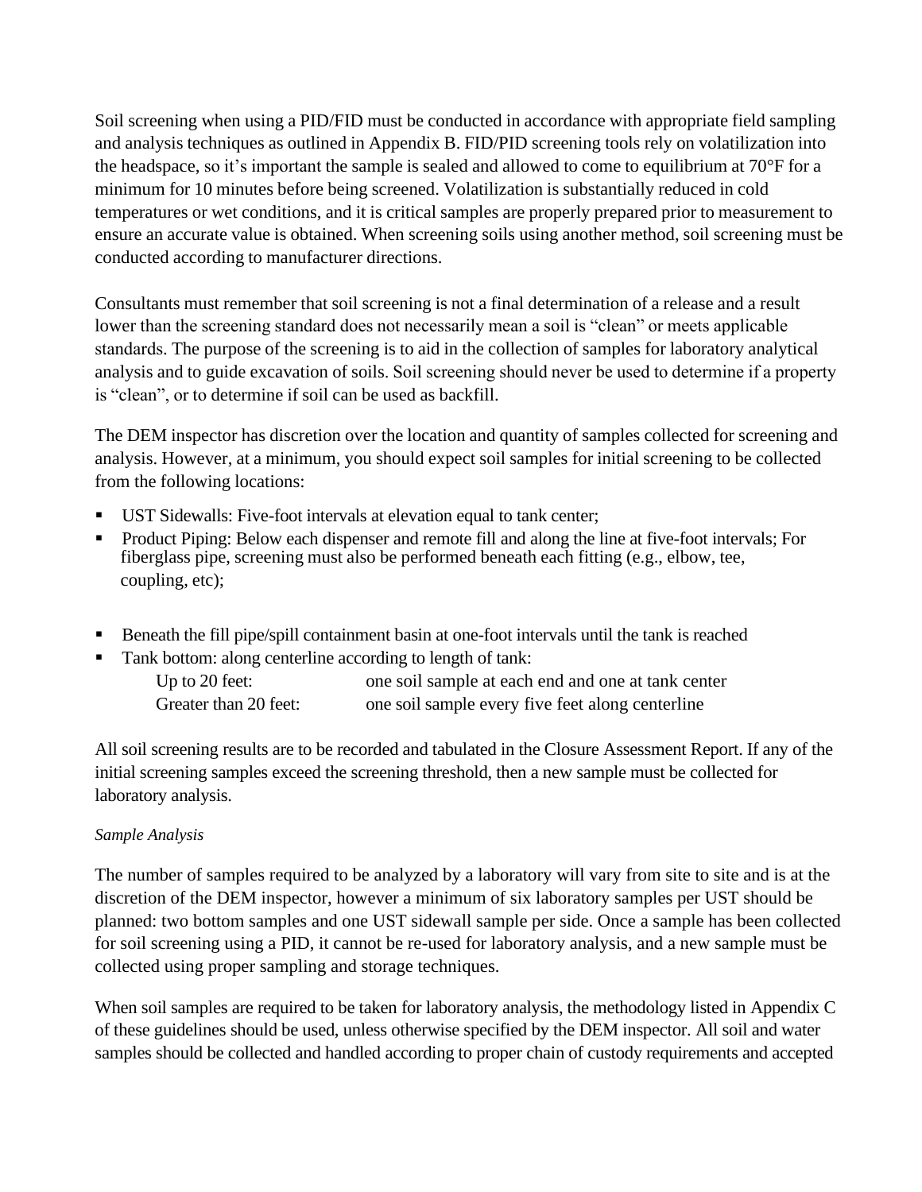Soil screening when using a PID/FID must be conducted in accordance with appropriate field sampling and analysis techniques as outlined in Appendix B. FID/PID screening tools rely on volatilization into the headspace, so it's important the sample is sealed and allowed to come to equilibrium at 70°F for a minimum for 10 minutes before being screened. Volatilization is substantially reduced in cold temperatures or wet conditions, and it is critical samples are properly prepared prior to measurement to ensure an accurate value is obtained. When screening soils using another method, soil screening must be conducted according to manufacturer directions.

Consultants must remember that soil screening is not a final determination of a release and a result lower than the screening standard does not necessarily mean a soil is "clean" or meets applicable standards. The purpose of the screening is to aid in the collection of samples for laboratory analytical analysis and to guide excavation of soils. Soil screening should never be used to determine if a property is "clean", or to determine if soil can be used as backfill.

The DEM inspector has discretion over the location and quantity of samples collected for screening and analysis. However, at a minimum, you should expect soil samples for initial screening to be collected from the following locations:

- UST Sidewalls: Five-foot intervals at elevation equal to tank center;
- Product Piping: Below each dispenser and remote fill and along the line at five-foot intervals; For fiberglass pipe, screening must also be performed beneath each fitting (e.g., elbow, tee, coupling, etc);
- Beneath the fill pipe/spill containment basin at one-foot intervals until the tank is reached
- Tank bottom: along centerline according to length of tank:

| | |
|---|---|
| Up to 20 feet: | one soil sample at each end and one at tank center |
| Greater than 20 feet: | one soil sample every five feet along centerline |

All soil screening results are to be recorded and tabulated in the Closure Assessment Report. If any of the initial screening samples exceed the screening threshold, then a new sample must be collected for laboratory analysis.

*Sample Analysis*

The number of samples required to be analyzed by a laboratory will vary from site to site and is at the discretion of the DEM inspector, however a minimum of six laboratory samples per UST should be planned: two bottom samples and one UST sidewall sample per side. Once a sample has been collected for soil screening using a PID, it cannot be re-used for laboratory analysis, and a new sample must be collected using proper sampling and storage techniques.

When soil samples are required to be taken for laboratory analysis, the methodology listed in Appendix C of these guidelines should be used, unless otherwise specified by the DEM inspector. All soil and water samples should be collected and handled according to proper chain of custody requirements and accepted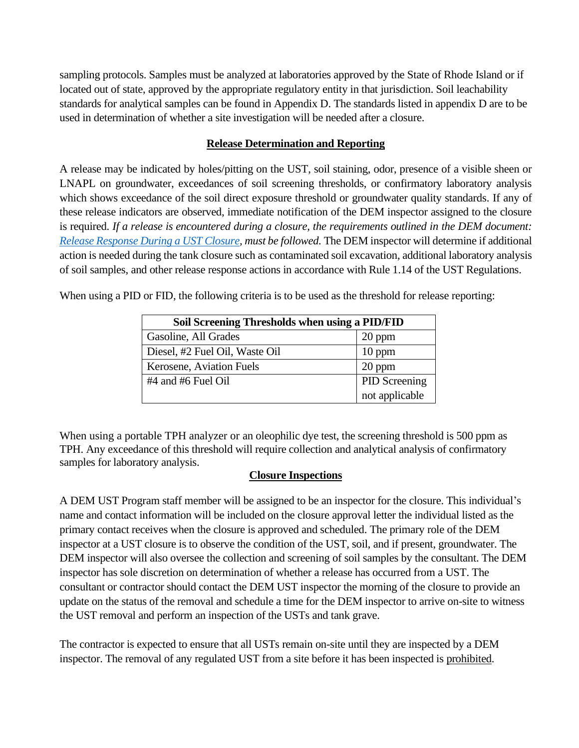sampling protocols. Samples must be analyzed at laboratories approved by the State of Rhode Island or if located out of state, approved by the appropriate regulatory entity in that jurisdiction. Soil leachability standards for analytical samples can be found in Appendix D. The standards listed in appendix D are to be used in determination of whether a site investigation will be needed after a closure.

## Release Determination and Reporting

A release may be indicated by holes/pitting on the UST, soil staining, odor, presence of a visible sheen or LNAPL on groundwater, exceedances of soil screening thresholds, or confirmatory laboratory analysis which shows exceedance of the soil direct exposure threshold or groundwater quality standards. If any of these release indicators are observed, immediate notification of the DEM inspector assigned to the closure is required. *If a release is encountered during a closure, the requirements outlined in the DEM document: Release Response During a UST Closure, must be followed.* The DEM inspector will determine if additional action is needed during the tank closure such as contaminated soil excavation, additional laboratory analysis of soil samples, and other release response actions in accordance with Rule 1.14 of the UST Regulations.

When using a PID or FID, the following criteria is to be used as the threshold for release reporting:

| Soil Screening Thresholds when using a PID/FID | |
|---|---|
| Gasoline, All Grades | 20 ppm |
| Diesel, #2 Fuel Oil, Waste Oil | 10 ppm |
| Kerosene, Aviation Fuels | 20 ppm |
| #4 and #6 Fuel Oil | PID Screening not applicable |

When using a portable TPH analyzer or an oleophilic dye test, the screening threshold is 500 ppm as TPH. Any exceedance of this threshold will require collection and analytical analysis of confirmatory samples for laboratory analysis.

## Closure Inspections

A DEM UST Program staff member will be assigned to be an inspector for the closure. This individual's name and contact information will be included on the closure approval letter the individual listed as the primary contact receives when the closure is approved and scheduled. The primary role of the DEM inspector at a UST closure is to observe the condition of the UST, soil, and if present, groundwater. The DEM inspector will also oversee the collection and screening of soil samples by the consultant. The DEM inspector has sole discretion on determination of whether a release has occurred from a UST. The consultant or contractor should contact the DEM UST inspector the morning of the closure to provide an update on the status of the removal and schedule a time for the DEM inspector to arrive on-site to witness the UST removal and perform an inspection of the USTs and tank grave.

The contractor is expected to ensure that all USTs remain on-site until they are inspected by a DEM inspector. The removal of any regulated UST from a site before it has been inspected is prohibited.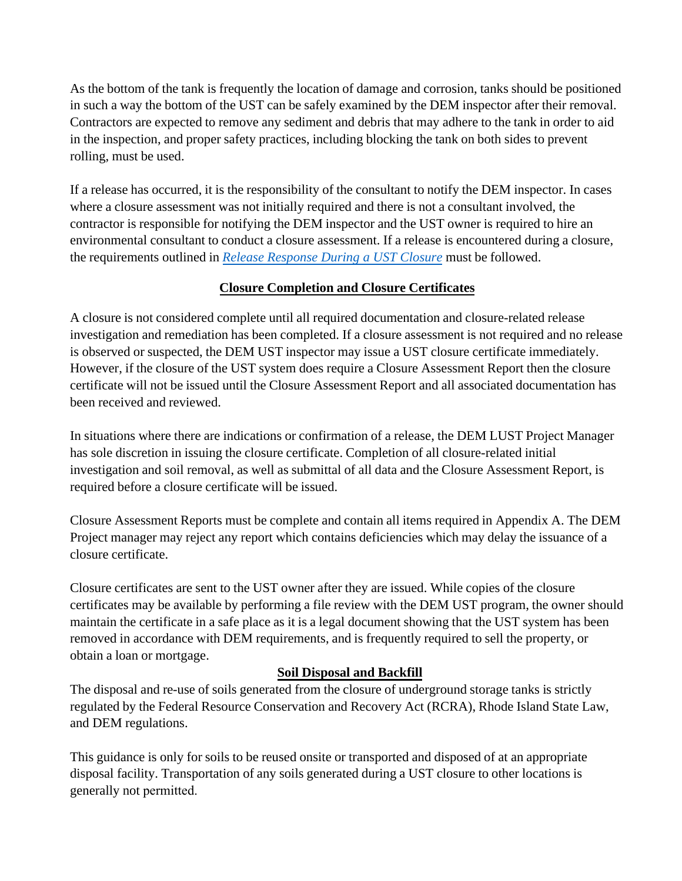As the bottom of the tank is frequently the location of damage and corrosion, tanks should be positioned in such a way the bottom of the UST can be safely examined by the DEM inspector after their removal. Contractors are expected to remove any sediment and debris that may adhere to the tank in order to aid in the inspection, and proper safety practices, including blocking the tank on both sides to prevent rolling, must be used.

If a release has occurred, it is the responsibility of the consultant to notify the DEM inspector. In cases where a closure assessment was not initially required and there is not a consultant involved, the contractor is responsible for notifying the DEM inspector and the UST owner is required to hire an environmental consultant to conduct a closure assessment. If a release is encountered during a closure, the requirements outlined in *Release Response During a UST Closure* must be followed.

## Closure Completion and Closure Certificates

A closure is not considered complete until all required documentation and closure-related release investigation and remediation has been completed. If a closure assessment is not required and no release is observed or suspected, the DEM UST inspector may issue a UST closure certificate immediately. However, if the closure of the UST system does require a Closure Assessment Report then the closure certificate will not be issued until the Closure Assessment Report and all associated documentation has been received and reviewed.

In situations where there are indications or confirmation of a release, the DEM LUST Project Manager has sole discretion in issuing the closure certificate. Completion of all closure-related initial investigation and soil removal, as well as submittal of all data and the Closure Assessment Report, is required before a closure certificate will be issued.

Closure Assessment Reports must be complete and contain all items required in Appendix A. The DEM Project manager may reject any report which contains deficiencies which may delay the issuance of a closure certificate.

Closure certificates are sent to the UST owner after they are issued. While copies of the closure certificates may be available by performing a file review with the DEM UST program, the owner should maintain the certificate in a safe place as it is a legal document showing that the UST system has been removed in accordance with DEM requirements, and is frequently required to sell the property, or obtain a loan or mortgage.

## Soil Disposal and Backfill

The disposal and re-use of soils generated from the closure of underground storage tanks is strictly regulated by the Federal Resource Conservation and Recovery Act (RCRA), Rhode Island State Law, and DEM regulations.

This guidance is only for soils to be reused onsite or transported and disposed of at an appropriate disposal facility. Transportation of any soils generated during a UST closure to other locations is generally not permitted.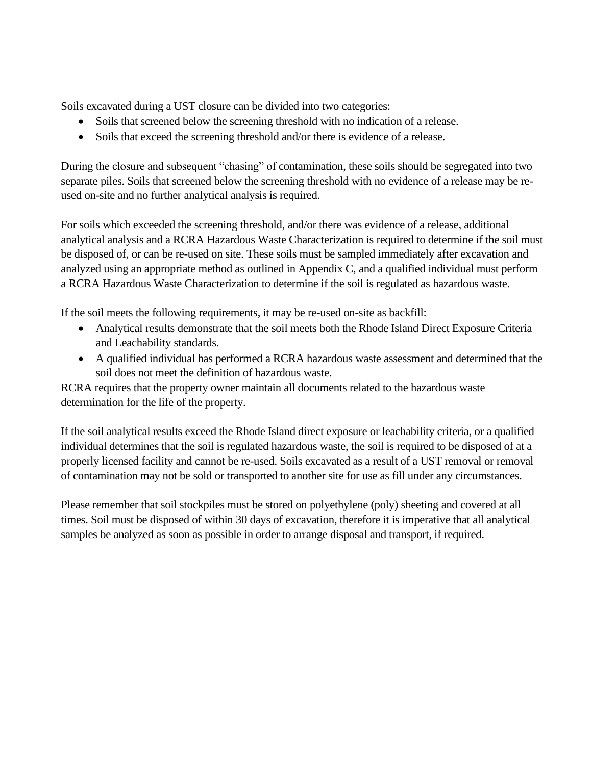Soils excavated during a UST closure can be divided into two categories:

- Soils that screened below the screening threshold with no indication of a release.
- Soils that exceed the screening threshold and/or there is evidence of a release.

During the closure and subsequent "chasing" of contamination, these soils should be segregated into two separate piles. Soils that screened below the screening threshold with no evidence of a release may be re-used on-site and no further analytical analysis is required.

For soils which exceeded the screening threshold, and/or there was evidence of a release, additional analytical analysis and a RCRA Hazardous Waste Characterization is required to determine if the soil must be disposed of, or can be re-used on site. These soils must be sampled immediately after excavation and analyzed using an appropriate method as outlined in Appendix C, and a qualified individual must perform a RCRA Hazardous Waste Characterization to determine if the soil is regulated as hazardous waste.

If the soil meets the following requirements, it may be re-used on-site as backfill:

- Analytical results demonstrate that the soil meets both the Rhode Island Direct Exposure Criteria and Leachability standards.
- A qualified individual has performed a RCRA hazardous waste assessment and determined that the soil does not meet the definition of hazardous waste.

RCRA requires that the property owner maintain all documents related to the hazardous waste determination for the life of the property.

If the soil analytical results exceed the Rhode Island direct exposure or leachability criteria, or a qualified individual determines that the soil is regulated hazardous waste, the soil is required to be disposed of at a properly licensed facility and cannot be re-used. Soils excavated as a result of a UST removal or removal of contamination may not be sold or transported to another site for use as fill under any circumstances.

Please remember that soil stockpiles must be stored on polyethylene (poly) sheeting and covered at all times. Soil must be disposed of within 30 days of excavation, therefore it is imperative that all analytical samples be analyzed as soon as possible in order to arrange disposal and transport, if required.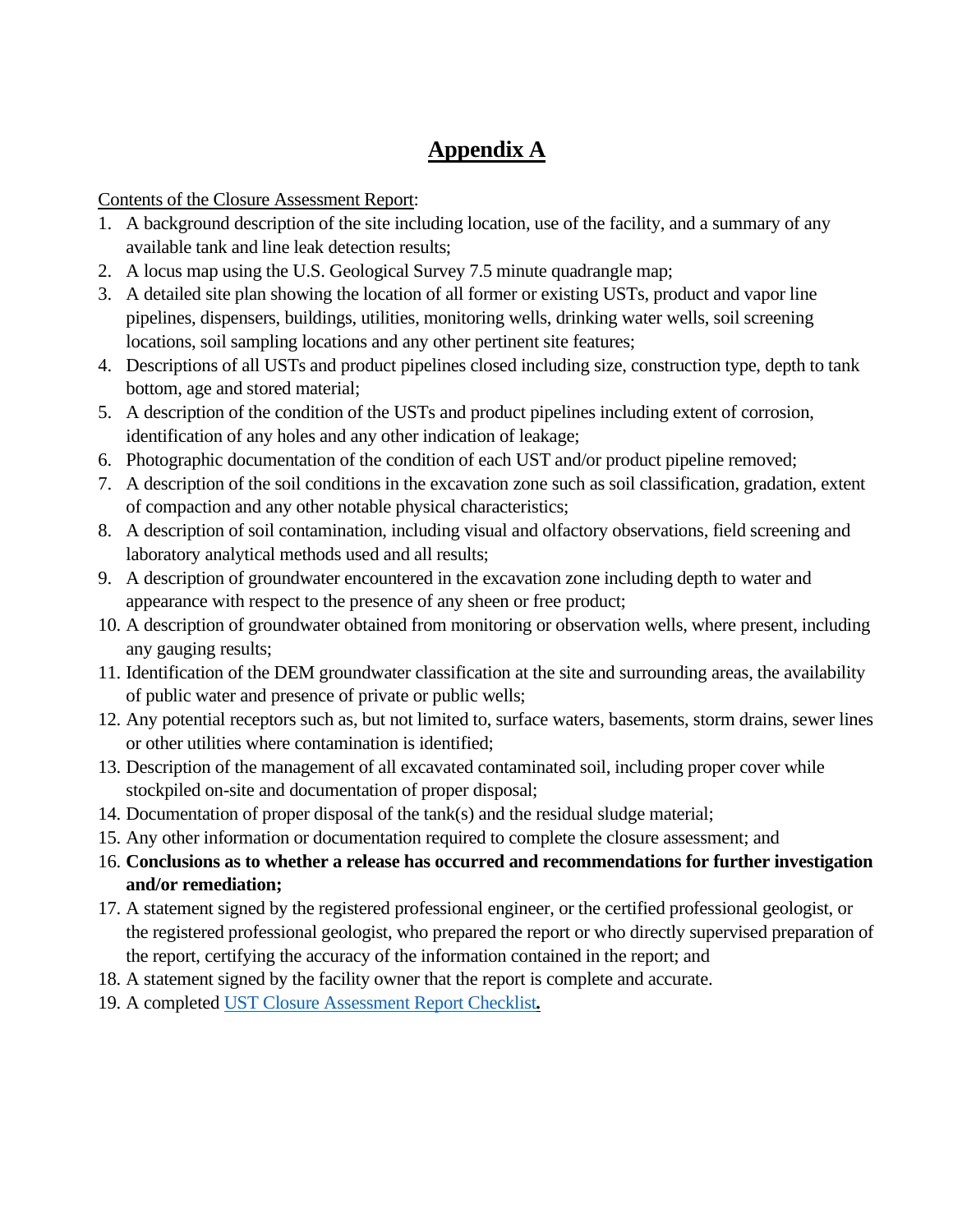# Appendix A

Contents of the Closure Assessment Report:

1. A background description of the site including location, use of the facility, and a summary of any available tank and line leak detection results;
2. A locus map using the U.S. Geological Survey 7.5 minute quadrangle map;
3. A detailed site plan showing the location of all former or existing USTs, product and vapor line pipelines, dispensers, buildings, utilities, monitoring wells, drinking water wells, soil screening locations, soil sampling locations and any other pertinent site features;
4. Descriptions of all USTs and product pipelines closed including size, construction type, depth to tank bottom, age and stored material;
5. A description of the condition of the USTs and product pipelines including extent of corrosion, identification of any holes and any other indication of leakage;
6. Photographic documentation of the condition of each UST and/or product pipeline removed;
7. A description of the soil conditions in the excavation zone such as soil classification, gradation, extent of compaction and any other notable physical characteristics;
8. A description of soil contamination, including visual and olfactory observations, field screening and laboratory analytical methods used and all results;
9. A description of groundwater encountered in the excavation zone including depth to water and appearance with respect to the presence of any sheen or free product;
10. A description of groundwater obtained from monitoring or observation wells, where present, including any gauging results;
11. Identification of the DEM groundwater classification at the site and surrounding areas, the availability of public water and presence of private or public wells;
12. Any potential receptors such as, but not limited to, surface waters, basements, storm drains, sewer lines or other utilities where contamination is identified;
13. Description of the management of all excavated contaminated soil, including proper cover while stockpiled on-site and documentation of proper disposal;
14. Documentation of proper disposal of the tank(s) and the residual sludge material;
15. Any other information or documentation required to complete the closure assessment; and
16. **Conclusions as to whether a release has occurred and recommendations for further investigation and/or remediation;**
17. A statement signed by the registered professional engineer, or the certified professional geologist, or the registered professional geologist, who prepared the report or who directly supervised preparation of the report, certifying the accuracy of the information contained in the report; and
18. A statement signed by the facility owner that the report is complete and accurate.
19. A completed UST Closure Assessment Report Checklist**.**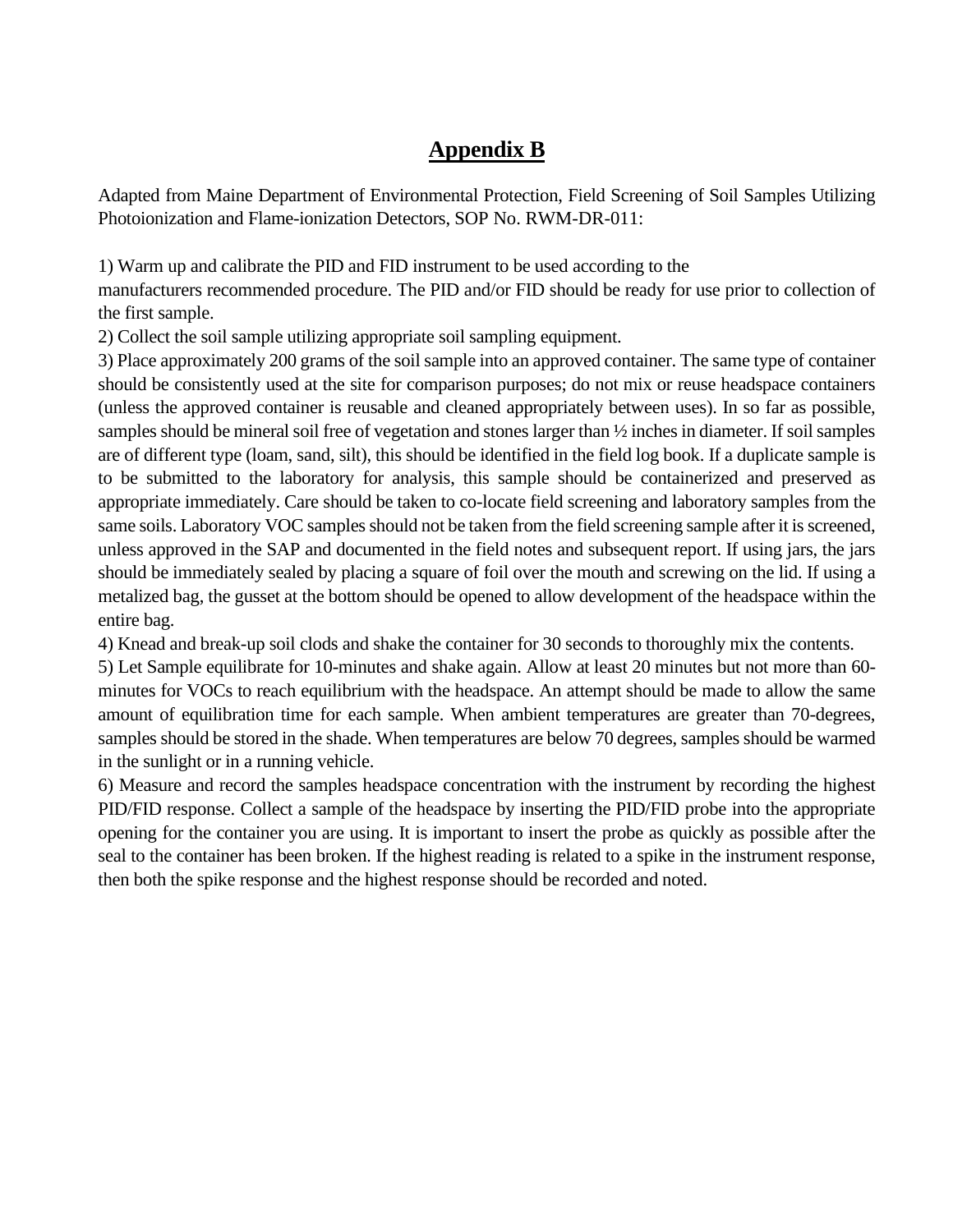# Appendix B

Adapted from Maine Department of Environmental Protection, Field Screening of Soil Samples Utilizing Photoionization and Flame-ionization Detectors, SOP No. RWM-DR-011:

1) Warm up and calibrate the PID and FID instrument to be used according to the manufacturers recommended procedure. The PID and/or FID should be ready for use prior to collection of the first sample.
2) Collect the soil sample utilizing appropriate soil sampling equipment.
3) Place approximately 200 grams of the soil sample into an approved container. The same type of container should be consistently used at the site for comparison purposes; do not mix or reuse headspace containers (unless the approved container is reusable and cleaned appropriately between uses). In so far as possible, samples should be mineral soil free of vegetation and stones larger than ½ inches in diameter. If soil samples are of different type (loam, sand, silt), this should be identified in the field log book. If a duplicate sample is to be submitted to the laboratory for analysis, this sample should be containerized and preserved as appropriate immediately. Care should be taken to co-locate field screening and laboratory samples from the same soils. Laboratory VOC samples should not be taken from the field screening sample after it is screened, unless approved in the SAP and documented in the field notes and subsequent report. If using jars, the jars should be immediately sealed by placing a square of foil over the mouth and screwing on the lid. If using a metalized bag, the gusset at the bottom should be opened to allow development of the headspace within the entire bag.
4) Knead and break-up soil clods and shake the container for 30 seconds to thoroughly mix the contents.
5) Let Sample equilibrate for 10-minutes and shake again. Allow at least 20 minutes but not more than 60-minutes for VOCs to reach equilibrium with the headspace. An attempt should be made to allow the same amount of equilibration time for each sample. When ambient temperatures are greater than 70-degrees, samples should be stored in the shade. When temperatures are below 70 degrees, samples should be warmed in the sunlight or in a running vehicle.
6) Measure and record the samples headspace concentration with the instrument by recording the highest PID/FID response. Collect a sample of the headspace by inserting the PID/FID probe into the appropriate opening for the container you are using. It is important to insert the probe as quickly as possible after the seal to the container has been broken. If the highest reading is related to a spike in the instrument response, then both the spike response and the highest response should be recorded and noted.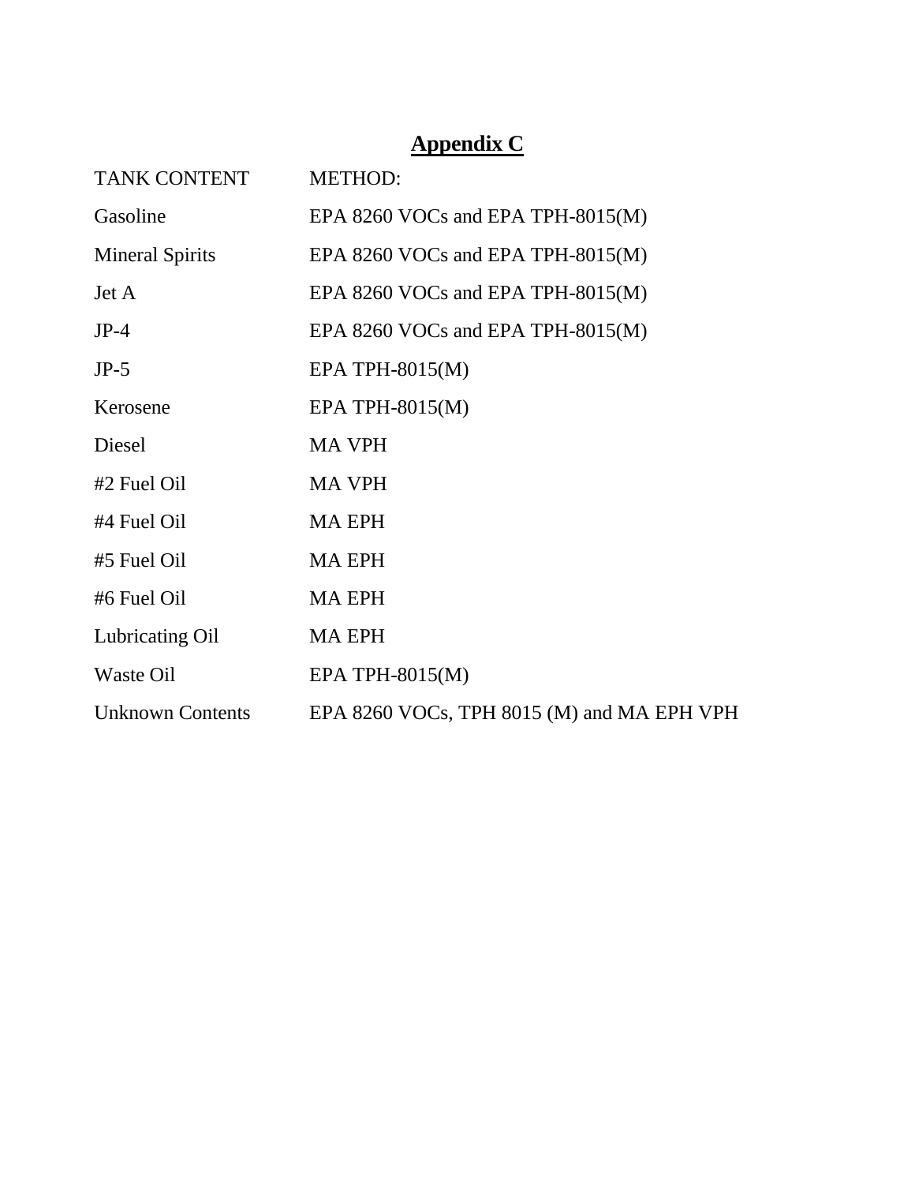# Appendix C

| TANK CONTENT | METHOD: |
|---|---|
| Gasoline | EPA 8260 VOCs and EPA TPH-8015(M) |
| Mineral Spirits | EPA 8260 VOCs and EPA TPH-8015(M) |
| Jet A | EPA 8260 VOCs and EPA TPH-8015(M) |
| JP-4 | EPA 8260 VOCs and EPA TPH-8015(M) |
| JP-5 | EPA TPH-8015(M) |
| Kerosene | EPA TPH-8015(M) |
| Diesel | MA VPH |
| #2 Fuel Oil | MA VPH |
| #4 Fuel Oil | MA EPH |
| #5 Fuel Oil | MA EPH |
| #6 Fuel Oil | MA EPH |
| Lubricating Oil | MA EPH |
| Waste Oil | EPA TPH-8015(M) |
| Unknown Contents | EPA 8260 VOCs, TPH 8015 (M) and MA EPH VPH |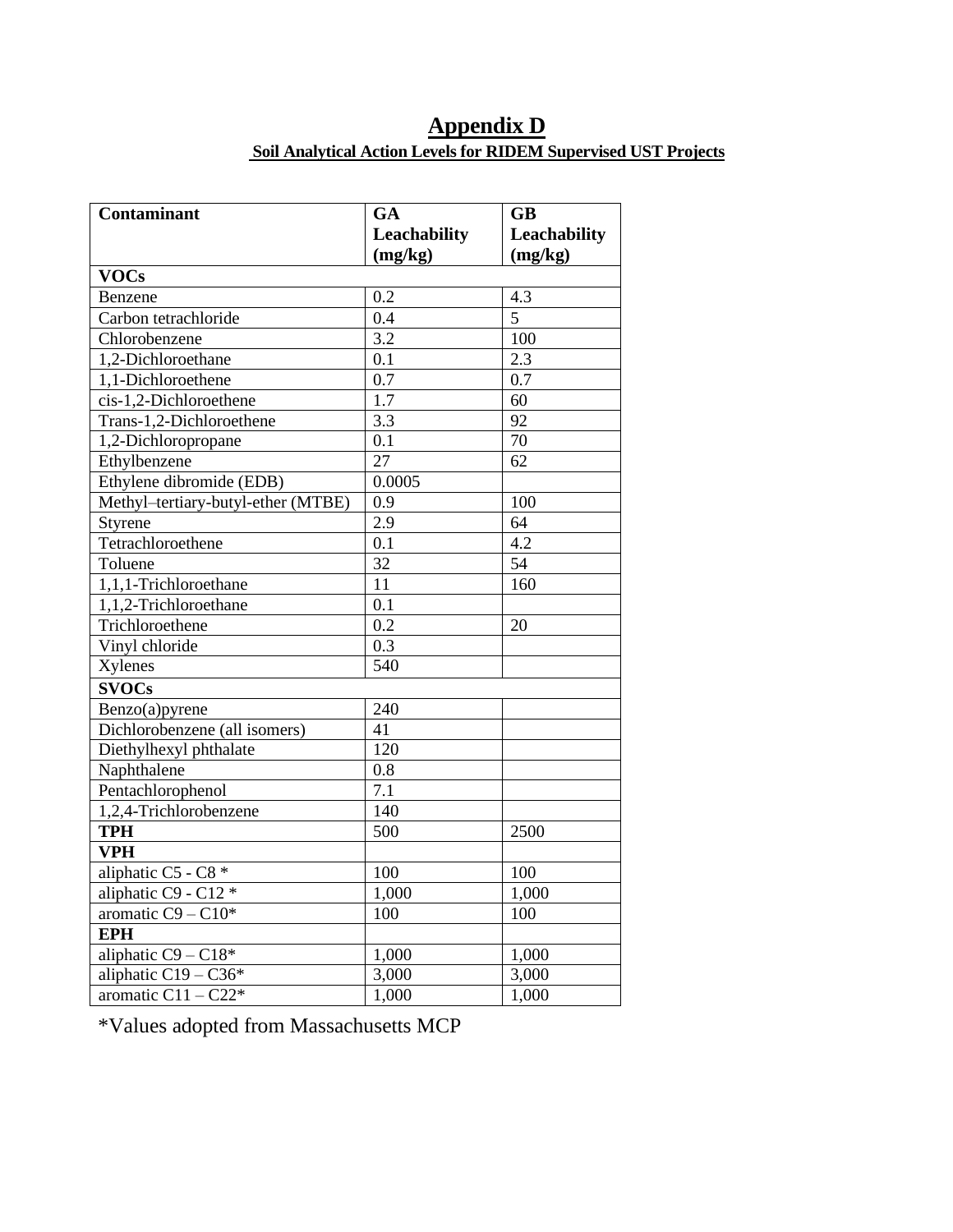# Appendix D

**Soil Analytical Action Levels for RIDEM Supervised UST Projects**

| Contaminant | GA Leachability (mg/kg) | GB Leachability (mg/kg) |
|---|---|---|
| **VOCs** | | |
| Benzene | 0.2 | 4.3 |
| Carbon tetrachloride | 0.4 | 5 |
| Chlorobenzene | 3.2 | 100 |
| 1,2-Dichloroethane | 0.1 | 2.3 |
| 1,1-Dichloroethene | 0.7 | 0.7 |
| cis-1,2-Dichloroethene | 1.7 | 60 |
| Trans-1,2-Dichloroethene | 3.3 | 92 |
| 1,2-Dichloropropane | 0.1 | 70 |
| Ethylbenzene | 27 | 62 |
| Ethylene dibromide (EDB) | 0.0005 | |
| Methyl–tertiary-butyl-ether (MTBE) | 0.9 | 100 |
| Styrene | 2.9 | 64 |
| Tetrachloroethene | 0.1 | 4.2 |
| Toluene | 32 | 54 |
| 1,1,1-Trichloroethane | 11 | 160 |
| 1,1,2-Trichloroethane | 0.1 | |
| Trichloroethene | 0.2 | 20 |
| Vinyl chloride | 0.3 | |
| Xylenes | 540 | |
| **SVOCs** | | |
| Benzo(a)pyrene | 240 | |
| Dichlorobenzene (all isomers) | 41 | |
| Diethylhexyl phthalate | 120 | |
| Naphthalene | 0.8 | |
| Pentachlorophenol | 7.1 | |
| 1,2,4-Trichlorobenzene | 140 | |
| **TPH** | 500 | 2500 |
| **VPH** | | |
| aliphatic C5 - C8 * | 100 | 100 |
| aliphatic C9 - C12 * | 1,000 | 1,000 |
| aromatic C9 – C10* | 100 | 100 |
| **EPH** | | |
| aliphatic C9 – C18* | 1,000 | 1,000 |
| aliphatic C19 – C36* | 3,000 | 3,000 |
| aromatic C11 – C22* | 1,000 | 1,000 |

*Values adopted from Massachusetts MCP